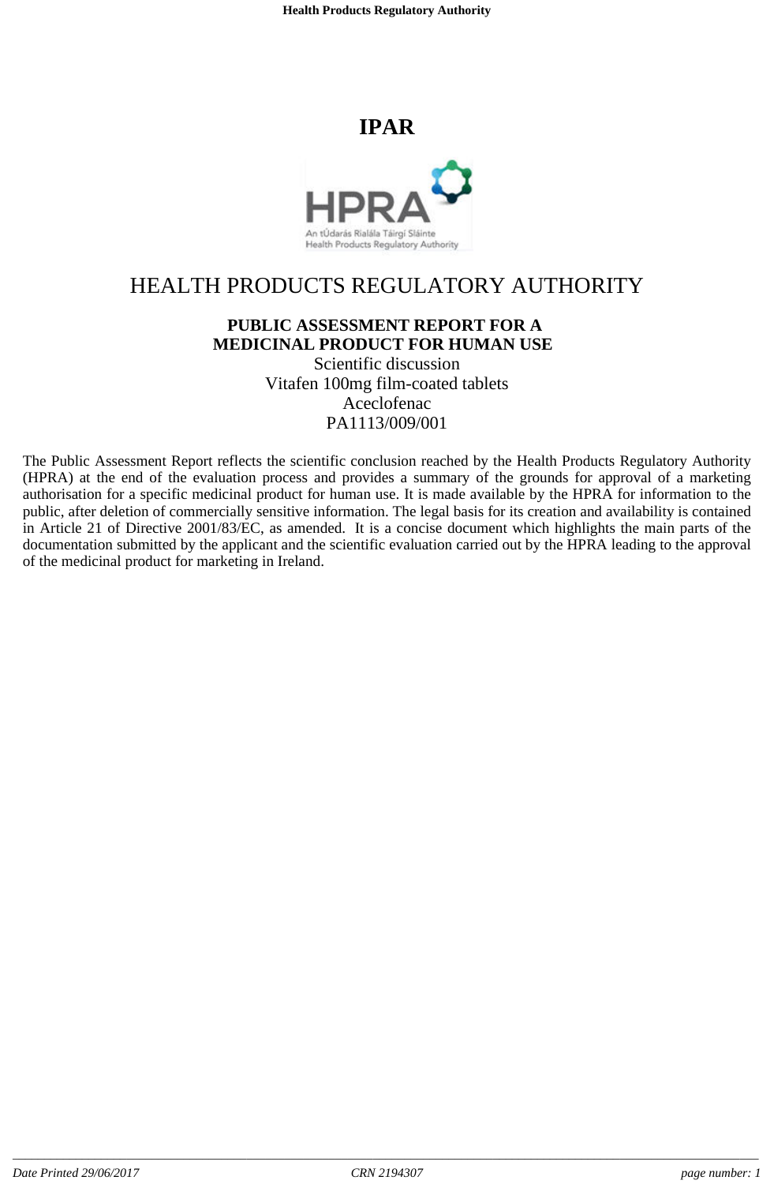# IPAR

## HEALTH PRODUCTS REGULATORY AUTHORITY

**PUBLIC ASSESSMENT REPORT FOR A MEDICINAL PRODUCT FOR HUMAN USE**

Scientific discussion

Vitafen 100mg film-coated tablets

Aceclofenac

PA1113/009/001

The Public Assessment Report reflects the scientific conclusion reached by the Health Products Regulatory Authority (HPRA) at the end of the evaluation process and provides a summary of the grounds for approval of a marketing authorisation for a specific medicinal product for human use. It is made available by the HPRA for information to the public, after deletion of commercially sensitive information. The legal basis for its creation and availability is contained in Article 21 of Directive 2001/83/EC, as amended. It is a concise document which highlights the main parts of the documentation submitted by the applicant and the scientific evaluation carried out by the HPRA leading to the approval of the medicinal product for marketing in Ireland.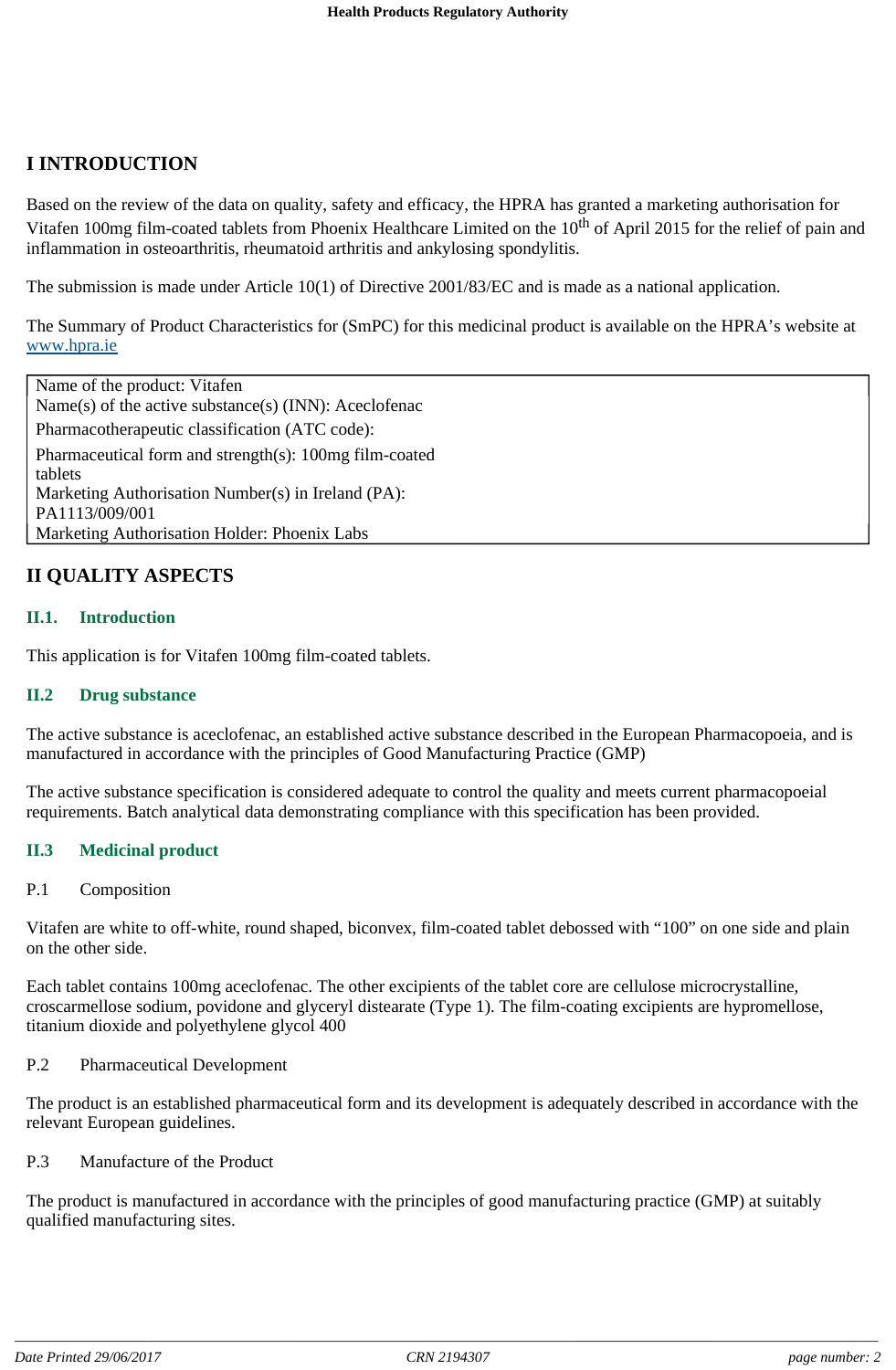# I INTRODUCTION

Based on the review of the data on quality, safety and efficacy, the HPRA has granted a marketing authorisation for Vitafen 100mg film-coated tablets from Phoenix Healthcare Limited on the 10th of April 2015 for the relief of pain and inflammation in osteoarthritis, rheumatoid arthritis and ankylosing spondylitis.

The submission is made under Article 10(1) of Directive 2001/83/EC and is made as a national application.

The Summary of Product Characteristics for (SmPC) for this medicinal product is available on the HPRA's website at www.hpra.ie

| |
|---|
| Name of the product: Vitafen<br>Name(s) of the active substance(s) (INN): Aceclofenac<br>Pharmacotherapeutic classification (ATC code):<br>Pharmaceutical form and strength(s): 100mg film-coated tablets<br>Marketing Authorisation Number(s) in Ireland (PA): PA1113/009/001<br>Marketing Authorisation Holder: Phoenix Labs |

# II QUALITY ASPECTS

## II.1. Introduction

This application is for Vitafen 100mg film-coated tablets.

## II.2 Drug substance

The active substance is aceclofenac, an established active substance described in the European Pharmacopoeia, and is manufactured in accordance with the principles of Good Manufacturing Practice (GMP)

The active substance specification is considered adequate to control the quality and meets current pharmacopoeial requirements. Batch analytical data demonstrating compliance with this specification has been provided.

## II.3 Medicinal product

P.1 Composition

Vitafen are white to off-white, round shaped, biconvex, film-coated tablet debossed with "100" on one side and plain on the other side.

Each tablet contains 100mg aceclofenac. The other excipients of the tablet core are cellulose microcrystalline, croscarmellose sodium, povidone and glyceryl distearate (Type 1). The film-coating excipients are hypromellose, titanium dioxide and polyethylene glycol 400

P.2 Pharmaceutical Development

The product is an established pharmaceutical form and its development is adequately described in accordance with the relevant European guidelines.

P.3 Manufacture of the Product

The product is manufactured in accordance with the principles of good manufacturing practice (GMP) at suitably qualified manufacturing sites.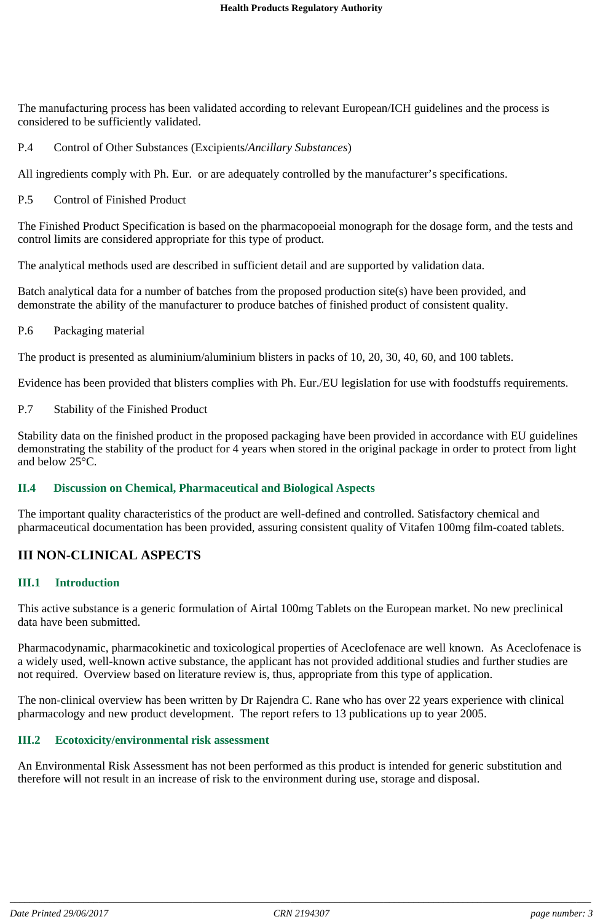The manufacturing process has been validated according to relevant European/ICH guidelines and the process is considered to be sufficiently validated.

P.4 Control of Other Substances (Excipients/*Ancillary Substances*)

All ingredients comply with Ph. Eur. or are adequately controlled by the manufacturer's specifications.

P.5 Control of Finished Product

The Finished Product Specification is based on the pharmacopoeial monograph for the dosage form, and the tests and control limits are considered appropriate for this type of product.

The analytical methods used are described in sufficient detail and are supported by validation data.

Batch analytical data for a number of batches from the proposed production site(s) have been provided, and demonstrate the ability of the manufacturer to produce batches of finished product of consistent quality.

P.6 Packaging material

The product is presented as aluminium/aluminium blisters in packs of 10, 20, 30, 40, 60, and 100 tablets.

Evidence has been provided that blisters complies with Ph. Eur./EU legislation for use with foodstuffs requirements.

P.7 Stability of the Finished Product

Stability data on the finished product in the proposed packaging have been provided in accordance with EU guidelines demonstrating the stability of the product for 4 years when stored in the original package in order to protect from light and below 25°C.

### II.4 Discussion on Chemical, Pharmaceutical and Biological Aspects

The important quality characteristics of the product are well-defined and controlled. Satisfactory chemical and pharmaceutical documentation has been provided, assuring consistent quality of Vitafen 100mg film-coated tablets.

## III NON-CLINICAL ASPECTS

### III.1 Introduction

This active substance is a generic formulation of Airtal 100mg Tablets on the European market. No new preclinical data have been submitted.

Pharmacodynamic, pharmacokinetic and toxicological properties of Aceclofenace are well known. As Aceclofenace is a widely used, well-known active substance, the applicant has not provided additional studies and further studies are not required. Overview based on literature review is, thus, appropriate from this type of application.

The non-clinical overview has been written by Dr Rajendra C. Rane who has over 22 years experience with clinical pharmacology and new product development. The report refers to 13 publications up to year 2005.

### III.2 Ecotoxicity/environmental risk assessment

An Environmental Risk Assessment has not been performed as this product is intended for generic substitution and therefore will not result in an increase of risk to the environment during use, storage and disposal.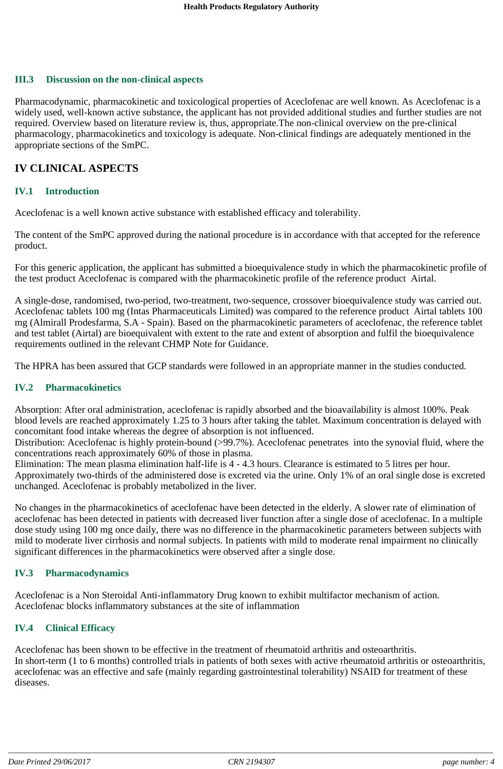### III.3 Discussion on the non-clinical aspects

Pharmacodynamic, pharmacokinetic and toxicological properties of Aceclofenac are well known. As Aceclofenac is a widely used, well-known active substance, the applicant has not provided additional studies and further studies are not required. Overview based on literature review is, thus, appropriate.The non-clinical overview on the pre-clinical pharmacology, pharmacokinetics and toxicology is adequate. Non-clinical findings are adequately mentioned in the appropriate sections of the SmPC.

## IV CLINICAL ASPECTS

### IV.1 Introduction

Aceclofenac is a well known active substance with established efficacy and tolerability.

The content of the SmPC approved during the national procedure is in accordance with that accepted for the reference product.

For this generic application, the applicant has submitted a bioequivalence study in which the pharmacokinetic profile of the test product Aceclofenac is compared with the pharmacokinetic profile of the reference product Airtal.

A single-dose, randomised, two-period, two-treatment, two-sequence, crossover bioequivalence study was carried out. Aceclofenac tablets 100 mg (Intas Pharmaceuticals Limited) was compared to the reference product Airtal tablets 100 mg (Almirall Prodesfarma, S.A - Spain). Based on the pharmacokinetic parameters of aceclofenac, the reference tablet and test tablet (Airtal) are bioequivalent with extent to the rate and extent of absorption and fulfil the bioequivalence requirements outlined in the relevant CHMP Note for Guidance.

The HPRA has been assured that GCP standards were followed in an appropriate manner in the studies conducted.

### IV.2 Pharmacokinetics

Absorption: After oral administration, aceclofenac is rapidly absorbed and the bioavailability is almost 100%. Peak blood levels are reached approximately 1.25 to 3 hours after taking the tablet. Maximum concentration is delayed with concomitant food intake whereas the degree of absorption is not influenced.
Distribution: Aceclofenac is highly protein-bound (>99.7%). Aceclofenac penetrates into the synovial fluid, where the concentrations reach approximately 60% of those in plasma.
Elimination: The mean plasma elimination half-life is 4 - 4.3 hours. Clearance is estimated to 5 litres per hour. Approximately two-thirds of the administered dose is excreted via the urine. Only 1% of an oral single dose is excreted unchanged. Aceclofenac is probably metabolized in the liver.

No changes in the pharmacokinetics of aceclofenac have been detected in the elderly. A slower rate of elimination of aceclofenac has been detected in patients with decreased liver function after a single dose of aceclofenac. In a multiple dose study using 100 mg once daily, there was no difference in the pharmacokinetic parameters between subjects with mild to moderate liver cirrhosis and normal subjects. In patients with mild to moderate renal impairment no clinically significant differences in the pharmacokinetics were observed after a single dose.

### IV.3 Pharmacodynamics

Aceclofenac is a Non Steroidal Anti-inflammatory Drug known to exhibit multifactor mechanism of action. Aceclofenac blocks inflammatory substances at the site of inflammation

### IV.4 Clinical Efficacy

Aceclofenac has been shown to be effective in the treatment of rheumatoid arthritis and osteoarthritis.
In short-term (1 to 6 months) controlled trials in patients of both sexes with active rheumatoid arthritis or osteoarthritis, aceclofenac was an effective and safe (mainly regarding gastrointestinal tolerability) NSAID for treatment of these diseases.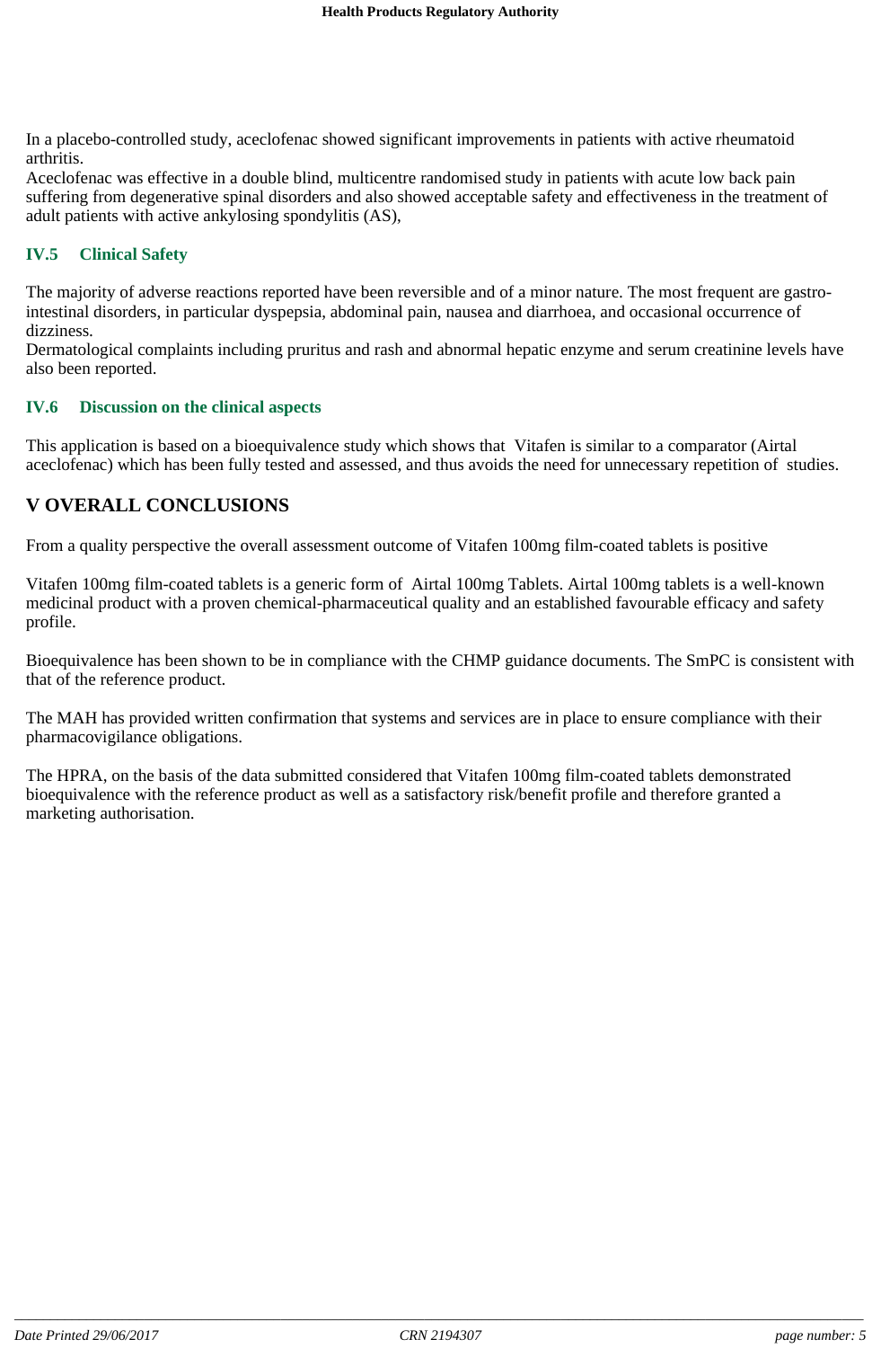In a placebo-controlled study, aceclofenac showed significant improvements in patients with active rheumatoid arthritis.
Aceclofenac was effective in a double blind, multicentre randomised study in patients with acute low back pain suffering from degenerative spinal disorders and also showed acceptable safety and effectiveness in the treatment of adult patients with active ankylosing spondylitis (AS),

### IV.5 Clinical Safety

The majority of adverse reactions reported have been reversible and of a minor nature. The most frequent are gastro-intestinal disorders, in particular dyspepsia, abdominal pain, nausea and diarrhoea, and occasional occurrence of dizziness.
Dermatological complaints including pruritus and rash and abnormal hepatic enzyme and serum creatinine levels have also been reported.

### IV.6 Discussion on the clinical aspects

This application is based on a bioequivalence study which shows that Vitafen is similar to a comparator (Airtal aceclofenac) which has been fully tested and assessed, and thus avoids the need for unnecessary repetition of studies.

## V OVERALL CONCLUSIONS

From a quality perspective the overall assessment outcome of Vitafen 100mg film-coated tablets is positive

Vitafen 100mg film-coated tablets is a generic form of Airtal 100mg Tablets. Airtal 100mg tablets is a well-known medicinal product with a proven chemical-pharmaceutical quality and an established favourable efficacy and safety profile.

Bioequivalence has been shown to be in compliance with the CHMP guidance documents. The SmPC is consistent with that of the reference product.

The MAH has provided written confirmation that systems and services are in place to ensure compliance with their pharmacovigilance obligations.

The HPRA, on the basis of the data submitted considered that Vitafen 100mg film-coated tablets demonstrated bioequivalence with the reference product as well as a satisfactory risk/benefit profile and therefore granted a marketing authorisation.